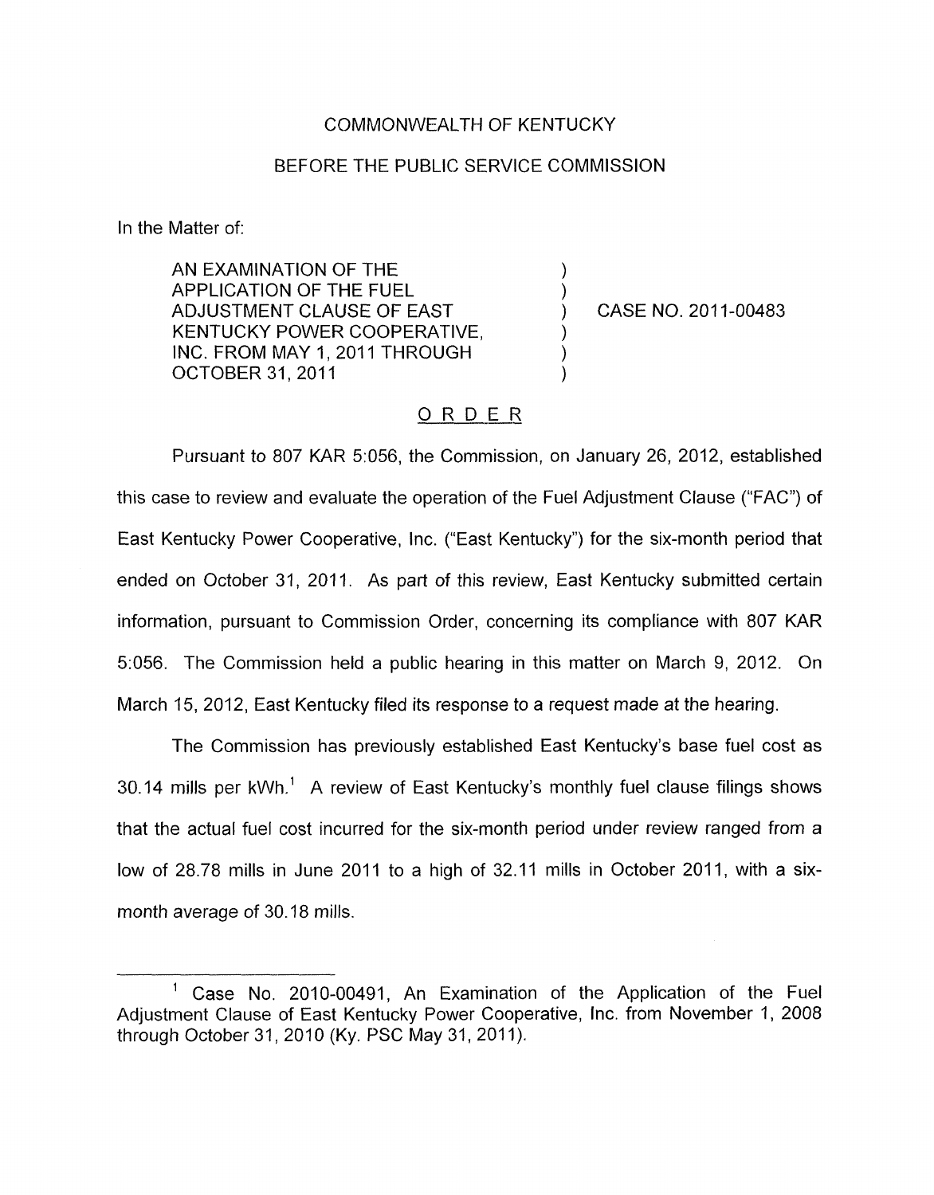COMMONWEALTH OF KENTUCKY

BEFORE THE PUBLIC SERVICE COMMISSION

In the Matter of:

| | | |
|---|---|---|
| AN EXAMINATION OF THE APPLICATION OF THE FUEL ADJUSTMENT CLAUSE OF EAST KENTUCKY POWER COOPERATIVE, INC. FROM MAY 1, 2011 THROUGH OCTOBER 31, 2011 | ) | CASE NO. 2011-00483 |

## ORDER

Pursuant to 807 KAR 5:056, the Commission, on January 26, 2012, established this case to review and evaluate the operation of the Fuel Adjustment Clause ("FAC") of East Kentucky Power Cooperative, Inc. ("East Kentucky") for the six-month period that ended on October 31, 2011. As part of this review, East Kentucky submitted certain information, pursuant to Commission Order, concerning its compliance with 807 KAR 5:056. The Commission held a public hearing in this matter on March 9, 2012. On March 15, 2012, East Kentucky filed its response to a request made at the hearing.

The Commission has previously established East Kentucky's base fuel cost as 30.14 mills per kWh.[1] A review of East Kentucky's monthly fuel clause filings shows that the actual fuel cost incurred for the six-month period under review ranged from a low of 28.78 mills in June 2011 to a high of 32.11 mills in October 2011, with a six-month average of 30.18 mills.

---

[1] Case No. 2010-00491, An Examination of the Application of the Fuel Adjustment Clause of East Kentucky Power Cooperative, Inc. from November 1, 2008 through October 31, 2010 (Ky. PSC May 31, 2011).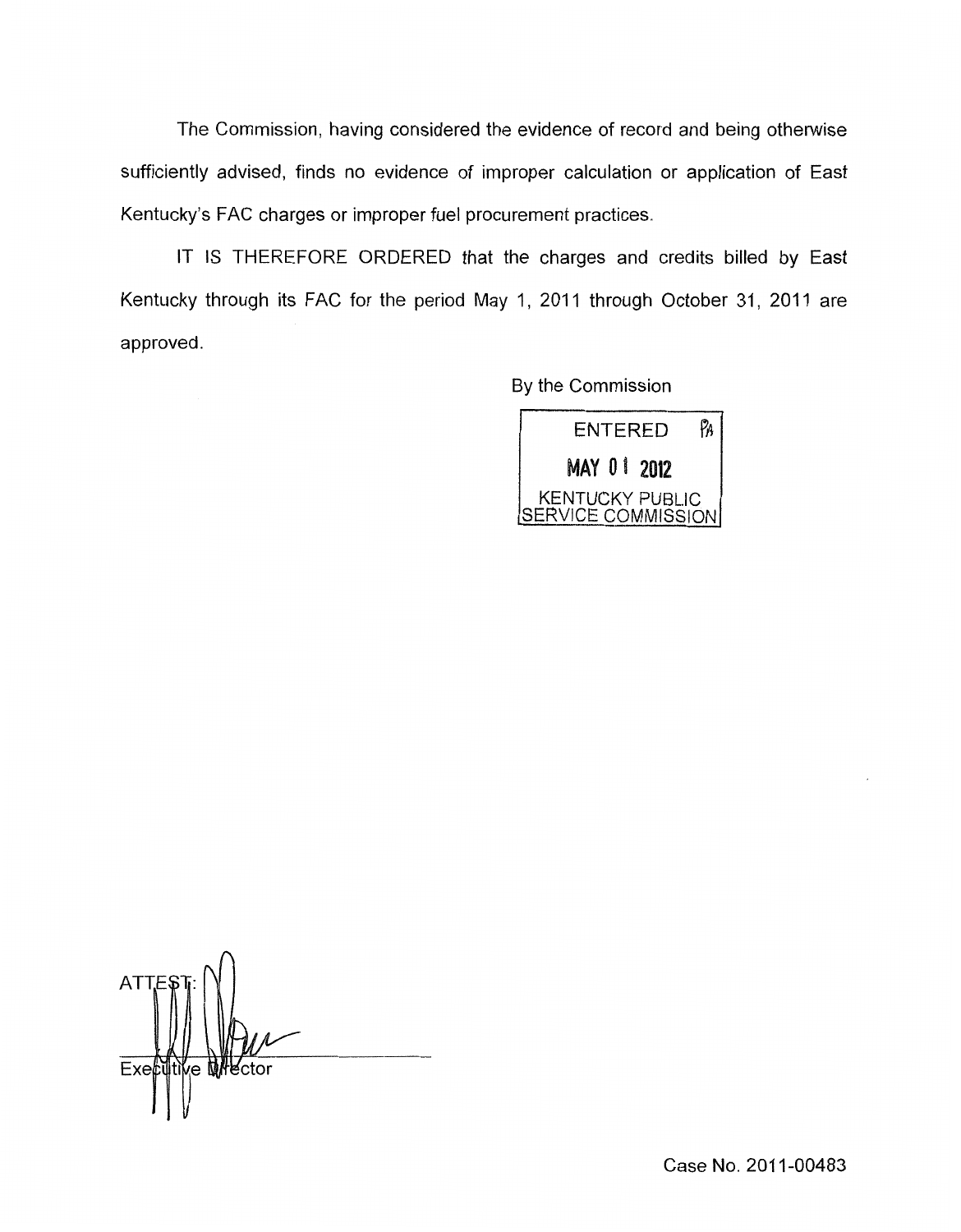The Commission, having considered the evidence of record and being otherwise sufficiently advised, finds no evidence of improper calculation or application of East Kentucky's FAC charges or improper fuel procurement practices.

IT IS THEREFORE ORDERED that the charges and credits billed by East Kentucky through its FAC for the period May 1, 2011 through October 31, 2011 are approved.

By the Commission

ENTERED
MAY 01 2012
KENTUCKY PUBLIC SERVICE COMMISSION

ATTEST:

Executive Director

Case No. 2011-00483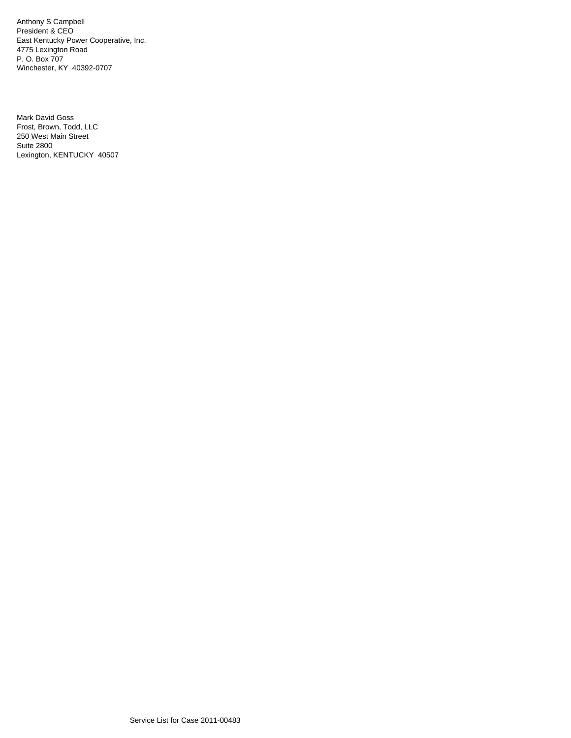Anthony S Campbell
President & CEO
East Kentucky Power Cooperative, Inc.
4775 Lexington Road
P. O. Box 707
Winchester, KY 40392-0707

Mark David Goss
Frost, Brown, Todd, LLC
250 West Main Street
Suite 2800
Lexington, KENTUCKY 40507

Service List for Case 2011-00483